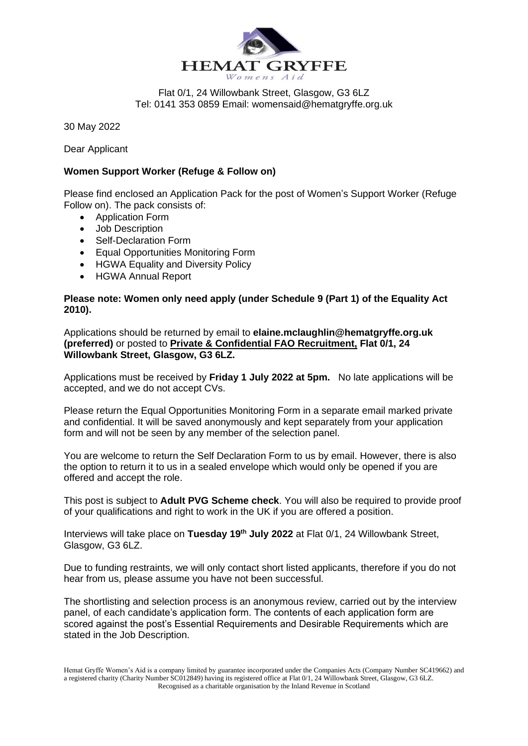HEMAT GRYFFE

*Womens Aid*

Flat 0/1, 24 Willowbank Street, Glasgow, G3 6LZ
Tel: 0141 353 0859 Email: womensaid@hematgryffe.org.uk

30 May 2022

Dear Applicant

**Women Support Worker (Refuge & Follow on)**

Please find enclosed an Application Pack for the post of Women's Support Worker (Refuge Follow on). The pack consists of:

- Application Form
- Job Description
- Self-Declaration Form
- Equal Opportunities Monitoring Form
- HGWA Equality and Diversity Policy
- HGWA Annual Report

**Please note: Women only need apply (under Schedule 9 (Part 1) of the Equality Act 2010).**

Applications should be returned by email to **elaine.mclaughlin@hematgryffe.org.uk (preferred)** or posted to **Private & Confidential FAO Recruitment, Flat 0/1, 24 Willowbank Street, Glasgow, G3 6LZ.**

Applications must be received by **Friday 1 July 2022 at 5pm.** No late applications will be accepted, and we do not accept CVs.

Please return the Equal Opportunities Monitoring Form in a separate email marked private and confidential. It will be saved anonymously and kept separately from your application form and will not be seen by any member of the selection panel.

You are welcome to return the Self Declaration Form to us by email. However, there is also the option to return it to us in a sealed envelope which would only be opened if you are offered and accept the role.

This post is subject to **Adult PVG Scheme check**. You will also be required to provide proof of your qualifications and right to work in the UK if you are offered a position.

Interviews will take place on **Tuesday 19th July 2022** at Flat 0/1, 24 Willowbank Street, Glasgow, G3 6LZ.

Due to funding restraints, we will only contact short listed applicants, therefore if you do not hear from us, please assume you have not been successful.

The shortlisting and selection process is an anonymous review, carried out by the interview panel, of each candidate's application form. The contents of each application form are scored against the post's Essential Requirements and Desirable Requirements which are stated in the Job Description.

Hemat Gryffe Women's Aid is a company limited by guarantee incorporated under the Companies Acts (Company Number SC419662) and a registered charity (Charity Number SC012849) having its registered office at Flat 0/1, 24 Willowbank Street, Glasgow, G3 6LZ. Recognised as a charitable organisation by the Inland Revenue in Scotland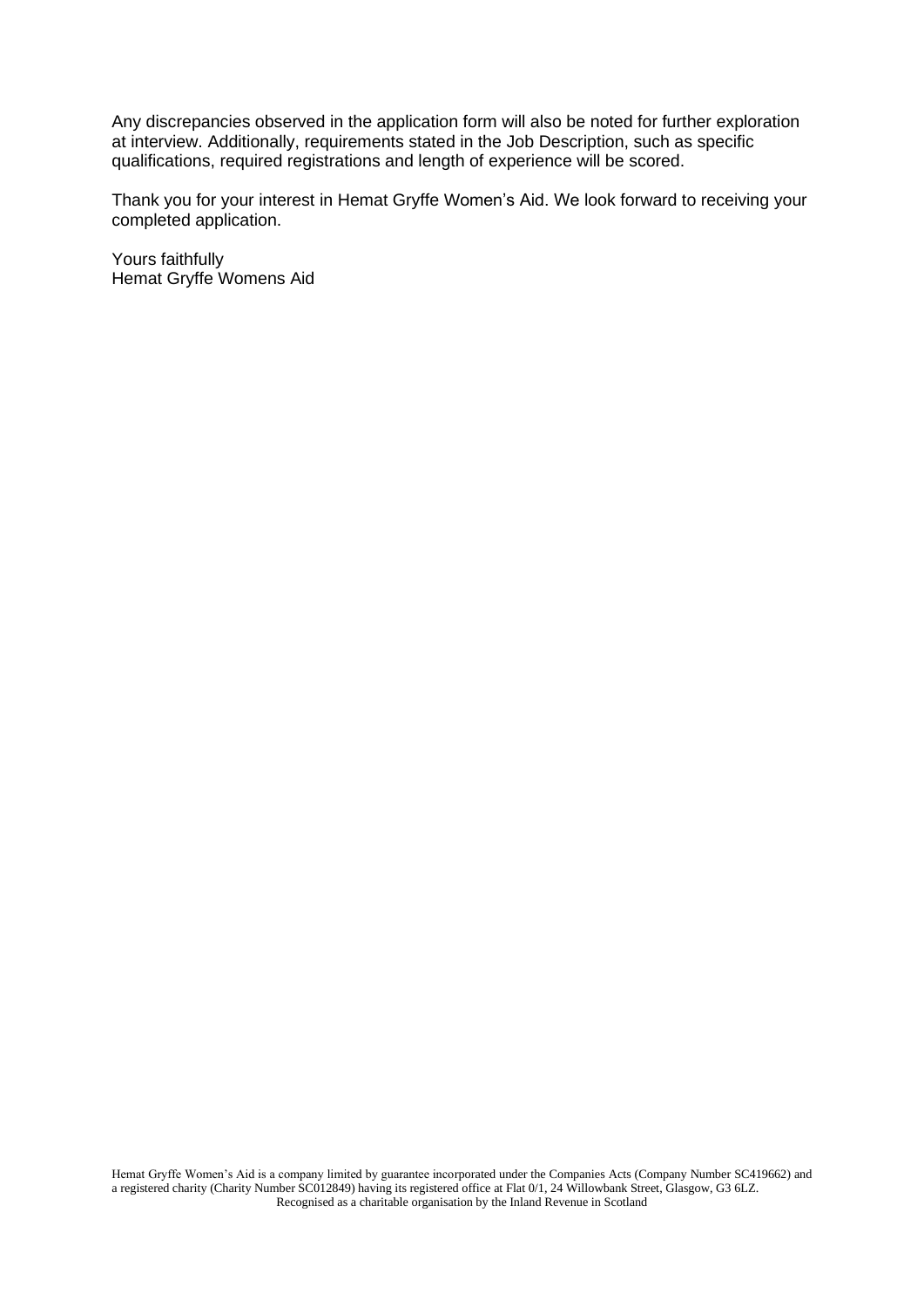Any discrepancies observed in the application form will also be noted for further exploration at interview. Additionally, requirements stated in the Job Description, such as specific qualifications, required registrations and length of experience will be scored.

Thank you for your interest in Hemat Gryffe Women's Aid. We look forward to receiving your completed application.

Yours faithfully
Hemat Gryffe Womens Aid

Hemat Gryffe Women's Aid is a company limited by guarantee incorporated under the Companies Acts (Company Number SC419662) and a registered charity (Charity Number SC012849) having its registered office at Flat 0/1, 24 Willowbank Street, Glasgow, G3 6LZ.
Recognised as a charitable organisation by the Inland Revenue in Scotland